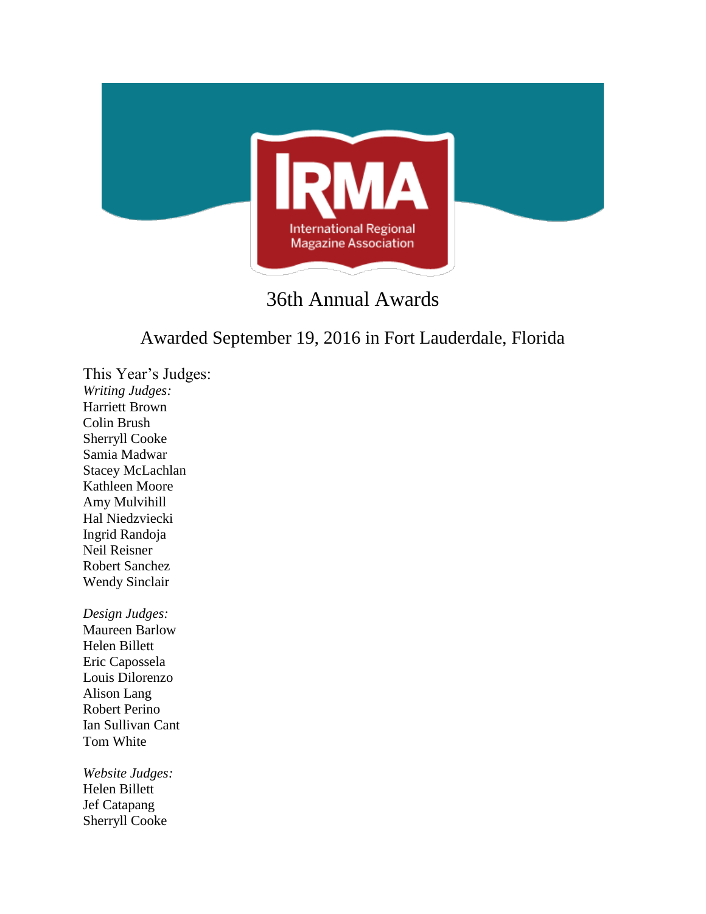IRMA

International Regional Magazine Association

# 36th Annual Awards

## Awarded September 19, 2016 in Fort Lauderdale, Florida

This Year's Judges:

*Writing Judges:*
Harriett Brown
Colin Brush
Sherryll Cooke
Samia Madwar
Stacey McLachlan
Kathleen Moore
Amy Mulvihill
Hal Niedzviecki
Ingrid Randoja
Neil Reisner
Robert Sanchez
Wendy Sinclair

*Design Judges:*
Maureen Barlow
Helen Billett
Eric Capossela
Louis Dilorenzo
Alison Lang
Robert Perino
Ian Sullivan Cant
Tom White

*Website Judges:*
Helen Billett
Jef Catapang
Sherryll Cooke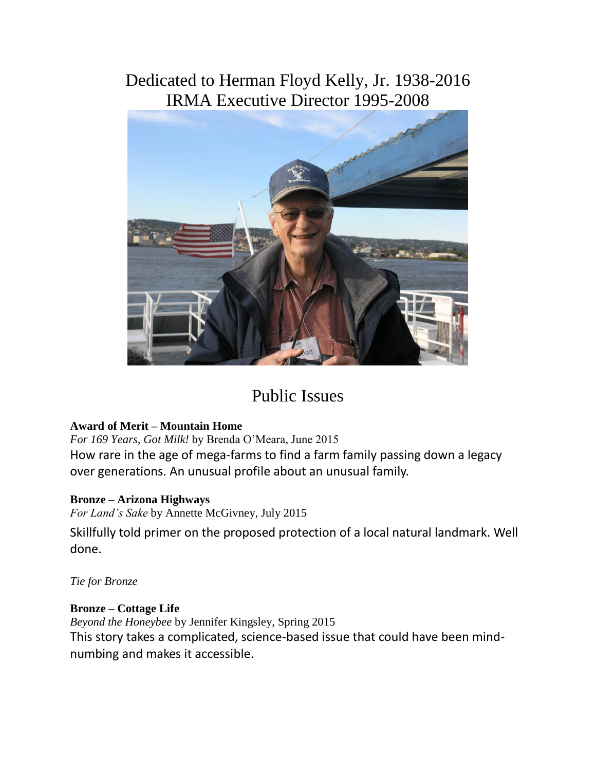# Dedicated to Herman Floyd Kelly, Jr. 1938-2016
# IRMA Executive Director 1995-2008

## Public Issues

**Award of Merit – Mountain Home**
*For 169 Years, Got Milk!* by Brenda O'Meara, June 2015
How rare in the age of mega-farms to find a farm family passing down a legacy over generations. An unusual profile about an unusual family.

**Bronze – Arizona Highways**
*For Land's Sake* by Annette McGivney, July 2015
Skillfully told primer on the proposed protection of a local natural landmark. Well done.

*Tie for Bronze*

**Bronze – Cottage Life**
*Beyond the Honeybee* by Jennifer Kingsley, Spring 2015
This story takes a complicated, science-based issue that could have been mind-numbing and makes it accessible.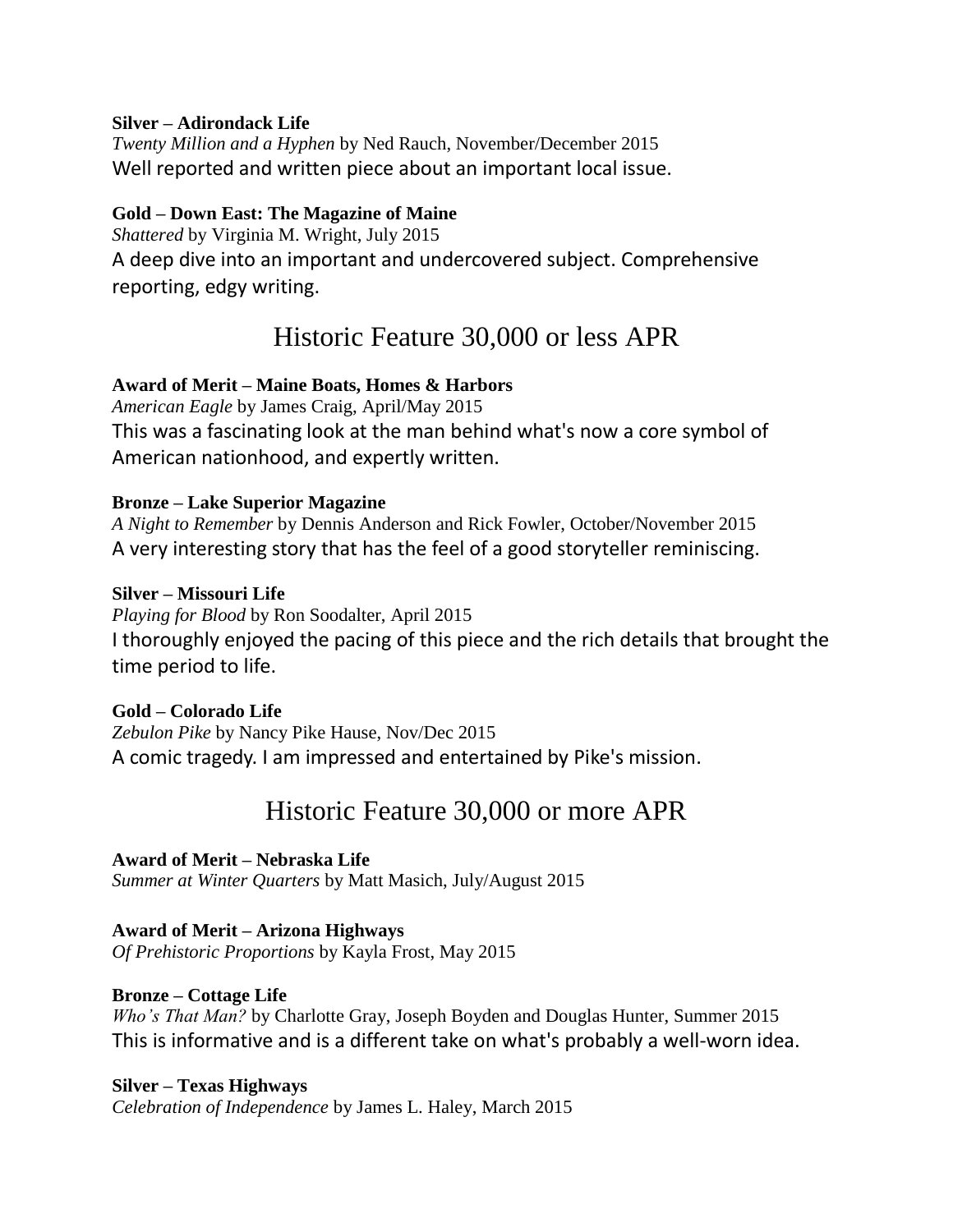**Silver – Adirondack Life**
*Twenty Million and a Hyphen* by Ned Rauch, November/December 2015
Well reported and written piece about an important local issue.

**Gold – Down East: The Magazine of Maine**
*Shattered* by Virginia M. Wright, July 2015
A deep dive into an important and undercovered subject. Comprehensive reporting, edgy writing.

## Historic Feature 30,000 or less APR

**Award of Merit – Maine Boats, Homes & Harbors**
*American Eagle* by James Craig, April/May 2015
This was a fascinating look at the man behind what's now a core symbol of American nationhood, and expertly written.

**Bronze – Lake Superior Magazine**
*A Night to Remember* by Dennis Anderson and Rick Fowler, October/November 2015
A very interesting story that has the feel of a good storyteller reminiscing.

**Silver – Missouri Life**
*Playing for Blood* by Ron Soodalter, April 2015
I thoroughly enjoyed the pacing of this piece and the rich details that brought the time period to life.

**Gold – Colorado Life**
*Zebulon Pike* by Nancy Pike Hause, Nov/Dec 2015
A comic tragedy. I am impressed and entertained by Pike's mission.

## Historic Feature 30,000 or more APR

**Award of Merit – Nebraska Life**
*Summer at Winter Quarters* by Matt Masich, July/August 2015

**Award of Merit – Arizona Highways**
*Of Prehistoric Proportions* by Kayla Frost, May 2015

**Bronze – Cottage Life**
*Who's That Man?* by Charlotte Gray, Joseph Boyden and Douglas Hunter, Summer 2015
This is informative and is a different take on what's probably a well-worn idea.

**Silver – Texas Highways**
*Celebration of Independence* by James L. Haley, March 2015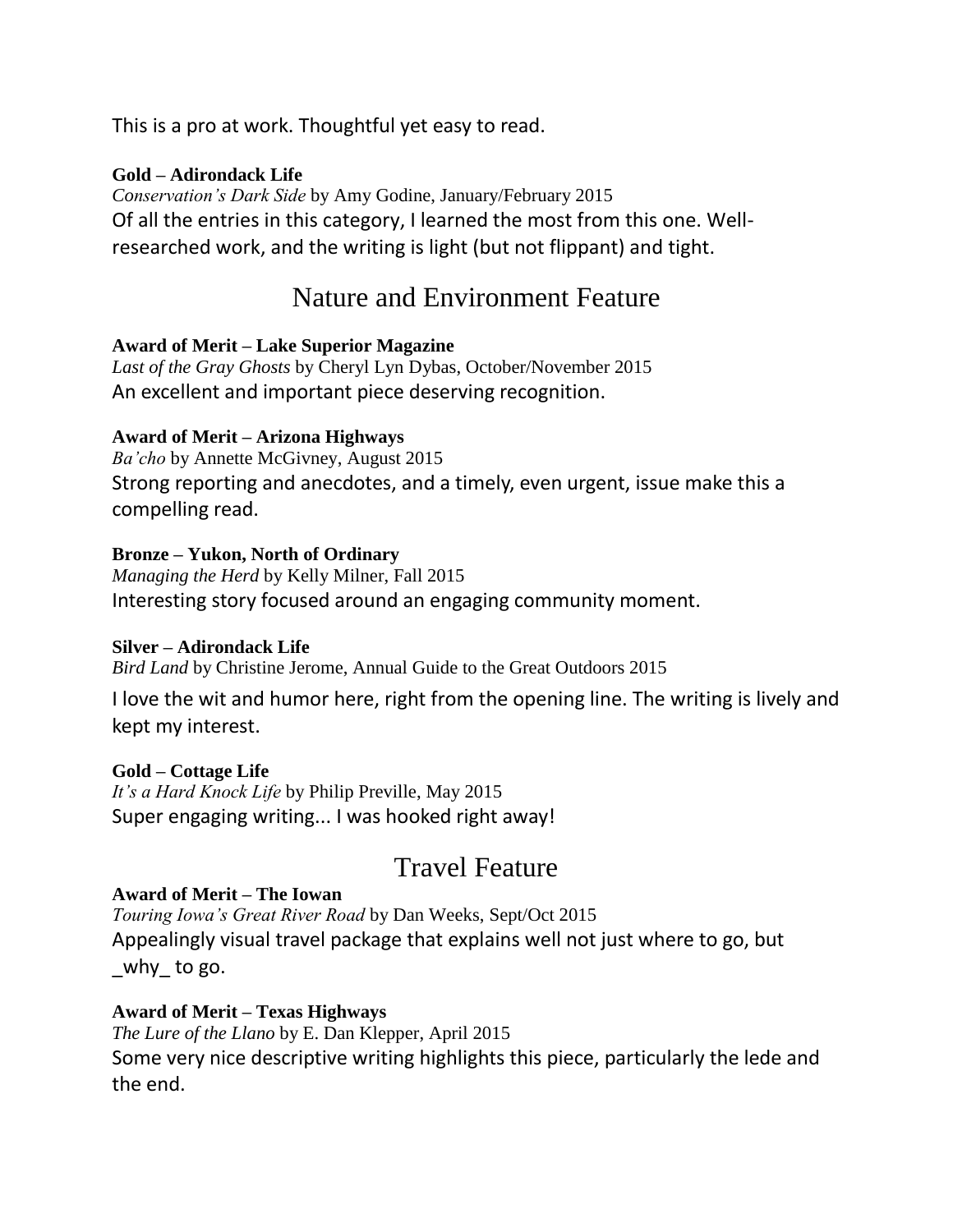This is a pro at work. Thoughtful yet easy to read.

**Gold – Adirondack Life**
*Conservation's Dark Side* by Amy Godine, January/February 2015
Of all the entries in this category, I learned the most from this one. Well-researched work, and the writing is light (but not flippant) and tight.

## Nature and Environment Feature

**Award of Merit – Lake Superior Magazine**
*Last of the Gray Ghosts* by Cheryl Lyn Dybas, October/November 2015
An excellent and important piece deserving recognition.

**Award of Merit – Arizona Highways**
*Ba'cho* by Annette McGivney, August 2015
Strong reporting and anecdotes, and a timely, even urgent, issue make this a compelling read.

**Bronze – Yukon, North of Ordinary**
*Managing the Herd* by Kelly Milner, Fall 2015
Interesting story focused around an engaging community moment.

**Silver – Adirondack Life**
*Bird Land* by Christine Jerome, Annual Guide to the Great Outdoors 2015
I love the wit and humor here, right from the opening line. The writing is lively and kept my interest.

**Gold – Cottage Life**
*It's a Hard Knock Life* by Philip Preville, May 2015
Super engaging writing... I was hooked right away!

## Travel Feature

**Award of Merit – The Iowan**
*Touring Iowa's Great River Road* by Dan Weeks, Sept/Oct 2015
Appealingly visual travel package that explains well not just where to go, but _why_ to go.

**Award of Merit – Texas Highways**
*The Lure of the Llano* by E. Dan Klepper, April 2015
Some very nice descriptive writing highlights this piece, particularly the lede and the end.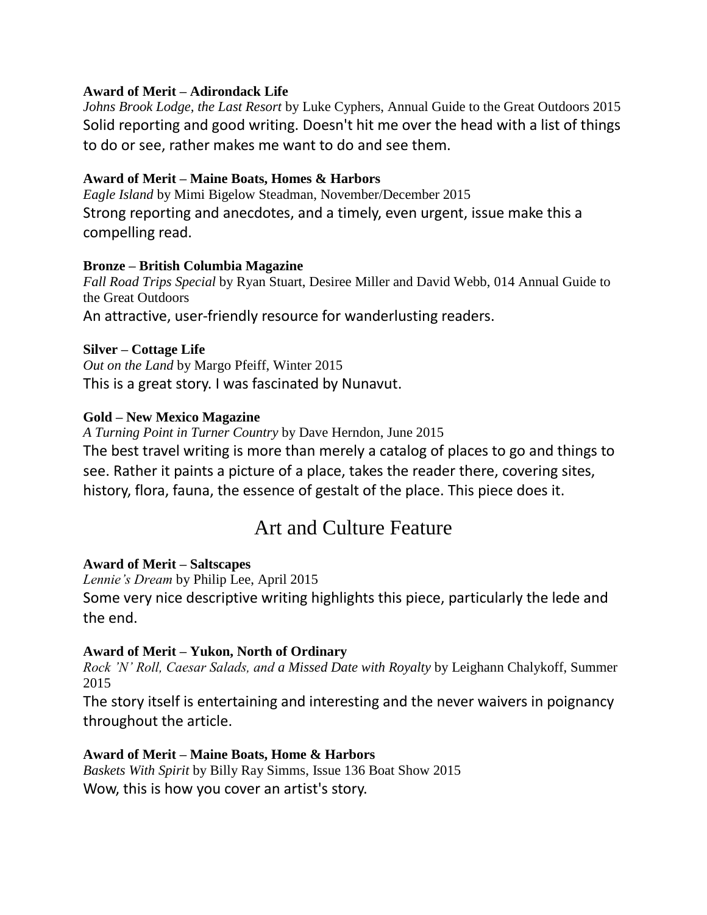**Award of Merit – Adirondack Life**
*Johns Brook Lodge, the Last Resort* by Luke Cyphers, Annual Guide to the Great Outdoors 2015
Solid reporting and good writing. Doesn't hit me over the head with a list of things to do or see, rather makes me want to do and see them.

**Award of Merit – Maine Boats, Homes & Harbors**
*Eagle Island* by Mimi Bigelow Steadman, November/December 2015
Strong reporting and anecdotes, and a timely, even urgent, issue make this a compelling read.

**Bronze – British Columbia Magazine**
*Fall Road Trips Special* by Ryan Stuart, Desiree Miller and David Webb, 014 Annual Guide to the Great Outdoors
An attractive, user-friendly resource for wanderlusting readers.

**Silver – Cottage Life**
*Out on the Land* by Margo Pfeiff, Winter 2015
This is a great story. I was fascinated by Nunavut.

**Gold – New Mexico Magazine**
*A Turning Point in Turner Country* by Dave Herndon, June 2015
The best travel writing is more than merely a catalog of places to go and things to see. Rather it paints a picture of a place, takes the reader there, covering sites, history, flora, fauna, the essence of gestalt of the place. This piece does it.

## Art and Culture Feature

**Award of Merit – Saltscapes**
*Lennie's Dream* by Philip Lee, April 2015
Some very nice descriptive writing highlights this piece, particularly the lede and the end.

**Award of Merit – Yukon, North of Ordinary**
*Rock 'N' Roll, Caesar Salads, and a Missed Date with Royalty* by Leighann Chalykoff, Summer 2015
The story itself is entertaining and interesting and the never waivers in poignancy throughout the article.

**Award of Merit – Maine Boats, Home & Harbors**
*Baskets With Spirit* by Billy Ray Simms, Issue 136 Boat Show 2015
Wow, this is how you cover an artist's story.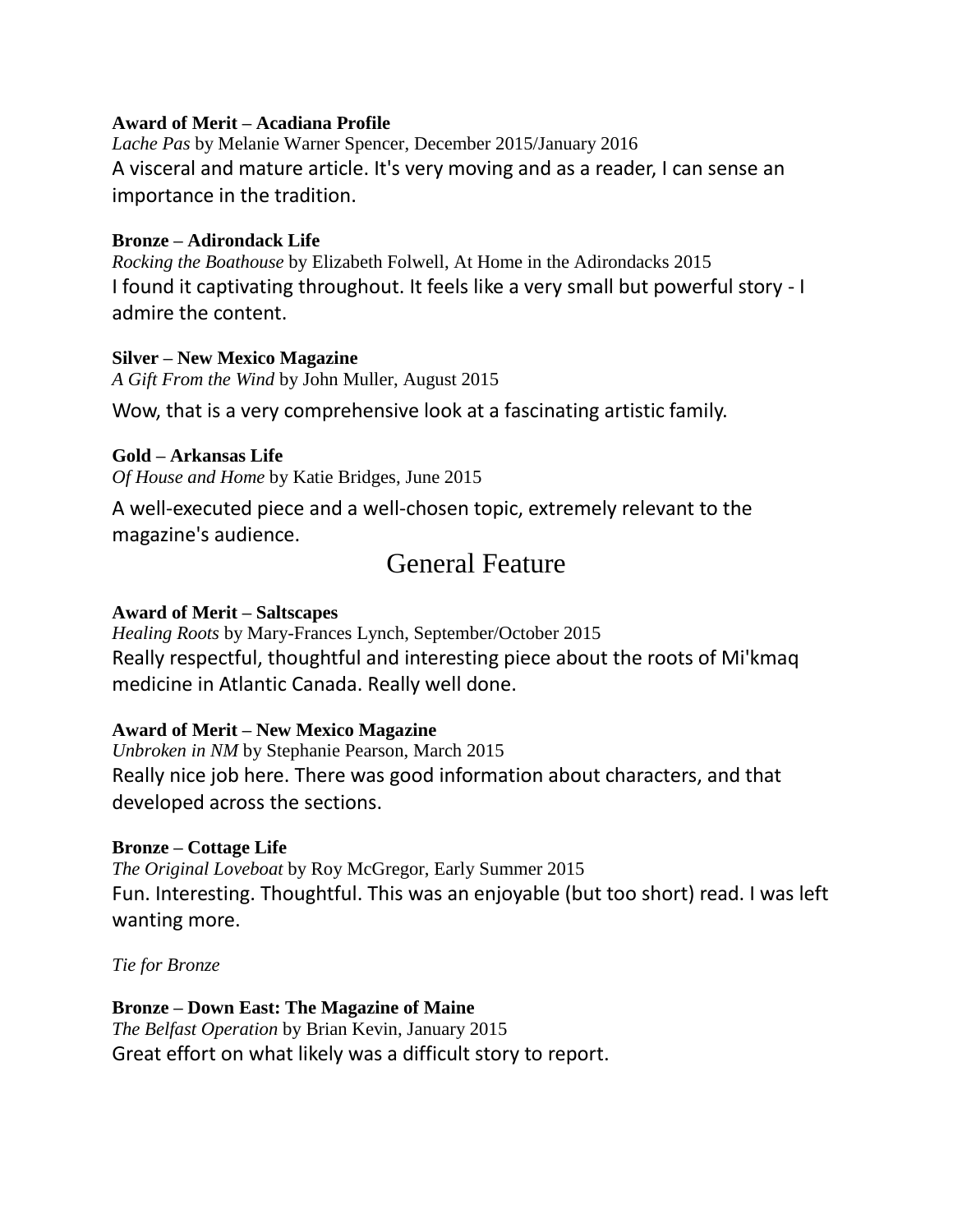**Award of Merit – Acadiana Profile**
*Lache Pas* by Melanie Warner Spencer, December 2015/January 2016
A visceral and mature article. It's very moving and as a reader, I can sense an importance in the tradition.

**Bronze – Adirondack Life**
*Rocking the Boathouse* by Elizabeth Folwell, At Home in the Adirondacks 2015
I found it captivating throughout. It feels like a very small but powerful story - I admire the content.

**Silver – New Mexico Magazine**
*A Gift From the Wind* by John Muller, August 2015
Wow, that is a very comprehensive look at a fascinating artistic family.

**Gold – Arkansas Life**
*Of House and Home* by Katie Bridges, June 2015
A well-executed piece and a well-chosen topic, extremely relevant to the magazine's audience.

## General Feature

**Award of Merit – Saltscapes**
*Healing Roots* by Mary-Frances Lynch, September/October 2015
Really respectful, thoughtful and interesting piece about the roots of Mi'kmaq medicine in Atlantic Canada. Really well done.

**Award of Merit – New Mexico Magazine**
*Unbroken in NM* by Stephanie Pearson, March 2015
Really nice job here. There was good information about characters, and that developed across the sections.

**Bronze – Cottage Life**
*The Original Loveboat* by Roy McGregor, Early Summer 2015
Fun. Interesting. Thoughtful. This was an enjoyable (but too short) read. I was left wanting more.

*Tie for Bronze*

**Bronze – Down East: The Magazine of Maine**
*The Belfast Operation* by Brian Kevin, January 2015
Great effort on what likely was a difficult story to report.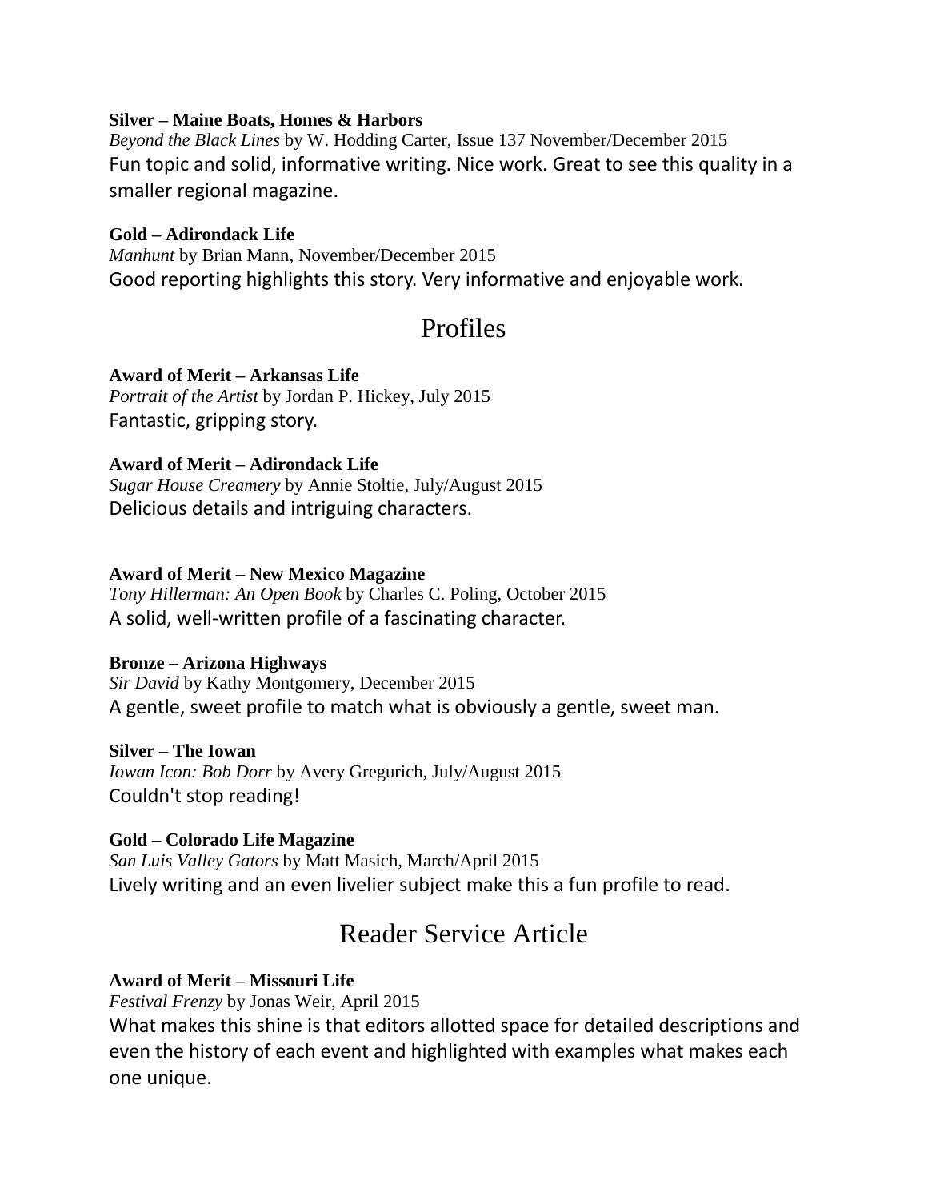**Silver – Maine Boats, Homes & Harbors**
*Beyond the Black Lines* by W. Hodding Carter, Issue 137 November/December 2015
Fun topic and solid, informative writing. Nice work. Great to see this quality in a smaller regional magazine.

**Gold – Adirondack Life**
*Manhunt* by Brian Mann, November/December 2015
Good reporting highlights this story. Very informative and enjoyable work.

## Profiles

**Award of Merit – Arkansas Life**
*Portrait of the Artist* by Jordan P. Hickey, July 2015
Fantastic, gripping story.

**Award of Merit – Adirondack Life**
*Sugar House Creamery* by Annie Stoltie, July/August 2015
Delicious details and intriguing characters.

**Award of Merit – New Mexico Magazine**
*Tony Hillerman: An Open Book* by Charles C. Poling, October 2015
A solid, well-written profile of a fascinating character.

**Bronze – Arizona Highways**
*Sir David* by Kathy Montgomery, December 2015
A gentle, sweet profile to match what is obviously a gentle, sweet man.

**Silver – The Iowan**
*Iowan Icon: Bob Dorr* by Avery Gregurich, July/August 2015
Couldn't stop reading!

**Gold – Colorado Life Magazine**
*San Luis Valley Gators* by Matt Masich, March/April 2015
Lively writing and an even livelier subject make this a fun profile to read.

## Reader Service Article

**Award of Merit – Missouri Life**
*Festival Frenzy* by Jonas Weir, April 2015
What makes this shine is that editors allotted space for detailed descriptions and even the history of each event and highlighted with examples what makes each one unique.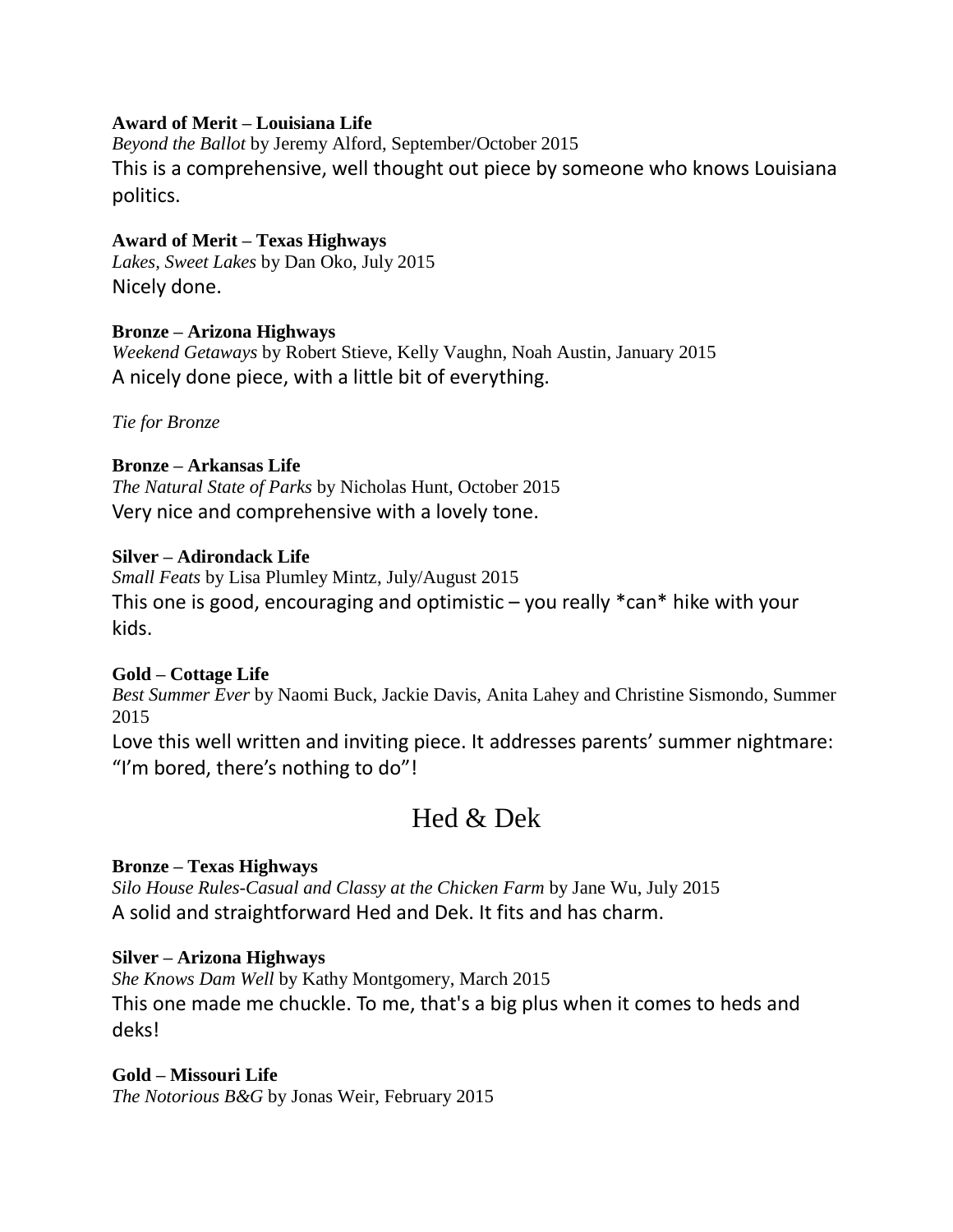**Award of Merit – Louisiana Life**
*Beyond the Ballot* by Jeremy Alford, September/October 2015
This is a comprehensive, well thought out piece by someone who knows Louisiana politics.

**Award of Merit – Texas Highways**
*Lakes, Sweet Lakes* by Dan Oko, July 2015
Nicely done.

**Bronze – Arizona Highways**
*Weekend Getaways* by Robert Stieve, Kelly Vaughn, Noah Austin, January 2015
A nicely done piece, with a little bit of everything.

*Tie for Bronze*

**Bronze – Arkansas Life**
*The Natural State of Parks* by Nicholas Hunt, October 2015
Very nice and comprehensive with a lovely tone.

**Silver – Adirondack Life**
*Small Feats* by Lisa Plumley Mintz, July/August 2015
This one is good, encouraging and optimistic – you really *can* hike with your kids.

**Gold – Cottage Life**
*Best Summer Ever* by Naomi Buck, Jackie Davis, Anita Lahey and Christine Sismondo, Summer 2015
Love this well written and inviting piece. It addresses parents' summer nightmare: "I'm bored, there's nothing to do"!

# Hed & Dek

**Bronze – Texas Highways**
*Silo House Rules-Casual and Classy at the Chicken Farm* by Jane Wu, July 2015
A solid and straightforward Hed and Dek. It fits and has charm.

**Silver – Arizona Highways**
*She Knows Dam Well* by Kathy Montgomery, March 2015
This one made me chuckle. To me, that's a big plus when it comes to heds and deks!

**Gold – Missouri Life**
*The Notorious B&G* by Jonas Weir, February 2015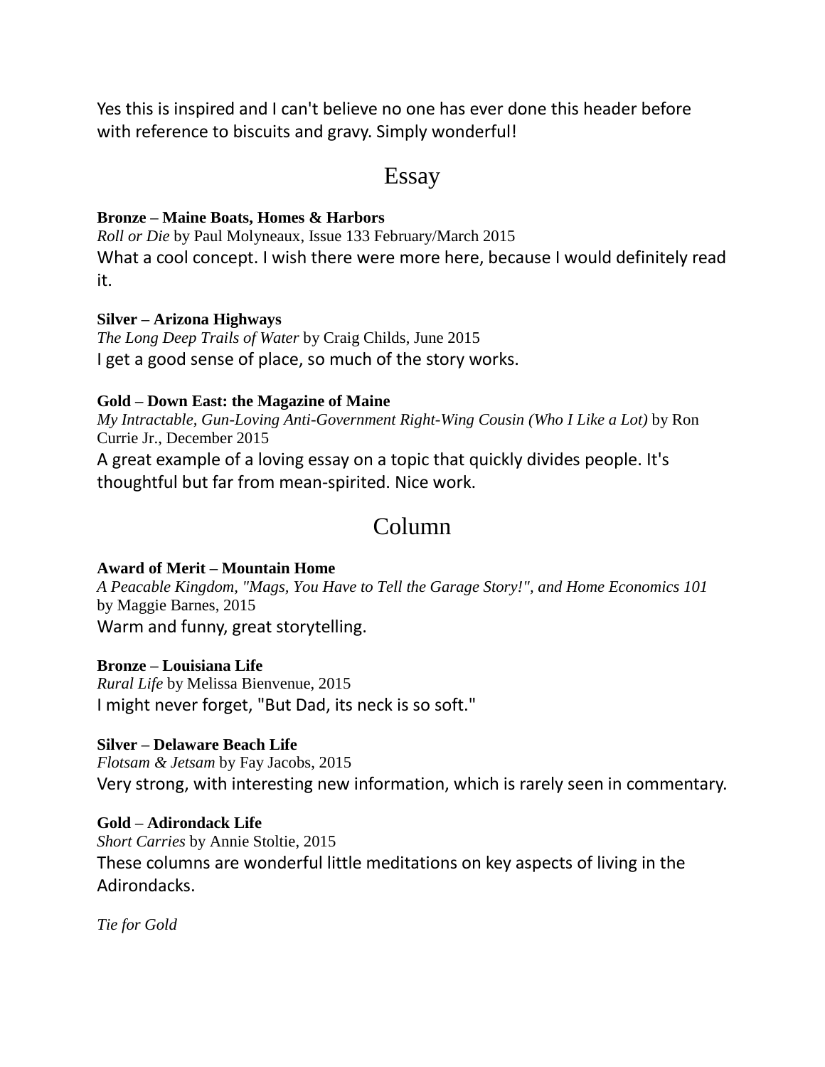Yes this is inspired and I can't believe no one has ever done this header before with reference to biscuits and gravy. Simply wonderful!

## Essay

**Bronze – Maine Boats, Homes & Harbors**
*Roll or Die* by Paul Molyneaux, Issue 133 February/March 2015
What a cool concept. I wish there were more here, because I would definitely read it.

**Silver – Arizona Highways**
*The Long Deep Trails of Water* by Craig Childs, June 2015
I get a good sense of place, so much of the story works.

**Gold – Down East: the Magazine of Maine**
*My Intractable, Gun-Loving Anti-Government Right-Wing Cousin (Who I Like a Lot)* by Ron Currie Jr., December 2015
A great example of a loving essay on a topic that quickly divides people. It's thoughtful but far from mean-spirited. Nice work.

## Column

**Award of Merit – Mountain Home**
*A Peacable Kingdom, "Mags, You Have to Tell the Garage Story!", and Home Economics 101* by Maggie Barnes, 2015
Warm and funny, great storytelling.

**Bronze – Louisiana Life**
*Rural Life* by Melissa Bienvenue, 2015
I might never forget, "But Dad, its neck is so soft."

**Silver – Delaware Beach Life**
*Flotsam & Jetsam* by Fay Jacobs, 2015
Very strong, with interesting new information, which is rarely seen in commentary.

**Gold – Adirondack Life**
*Short Carries* by Annie Stoltie, 2015
These columns are wonderful little meditations on key aspects of living in the Adirondacks.

*Tie for Gold*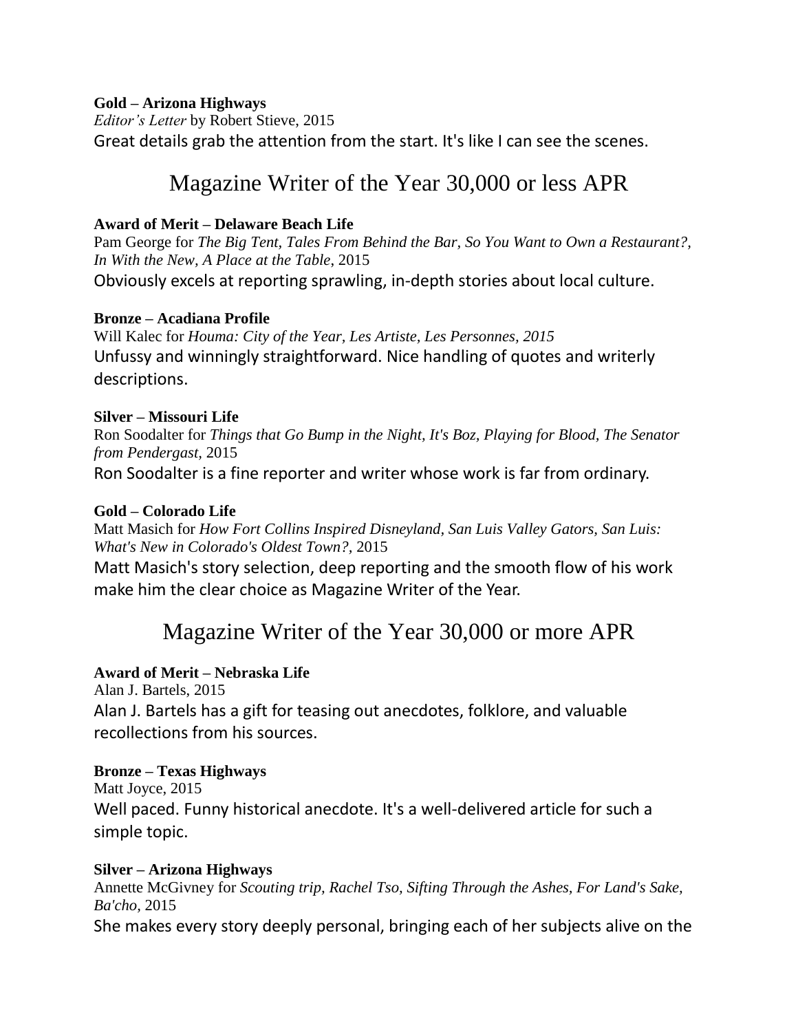**Gold – Arizona Highways**
*Editor's Letter* by Robert Stieve, 2015
Great details grab the attention from the start. It's like I can see the scenes.

## Magazine Writer of the Year 30,000 or less APR

**Award of Merit – Delaware Beach Life**
Pam George for *The Big Tent, Tales From Behind the Bar, So You Want to Own a Restaurant?, In With the New, A Place at the Table*, 2015
Obviously excels at reporting sprawling, in-depth stories about local culture.

**Bronze – Acadiana Profile**
Will Kalec for *Houma: City of the Year, Les Artiste, Les Personnes, 2015*
Unfussy and winningly straightforward. Nice handling of quotes and writerly descriptions.

**Silver – Missouri Life**
Ron Soodalter for *Things that Go Bump in the Night, It's Boz, Playing for Blood, The Senator from Pendergast*, 2015
Ron Soodalter is a fine reporter and writer whose work is far from ordinary.

**Gold – Colorado Life**
Matt Masich for *How Fort Collins Inspired Disneyland, San Luis Valley Gators, San Luis: What's New in Colorado's Oldest Town?*, 2015
Matt Masich's story selection, deep reporting and the smooth flow of his work make him the clear choice as Magazine Writer of the Year.

## Magazine Writer of the Year 30,000 or more APR

**Award of Merit – Nebraska Life**
Alan J. Bartels, 2015
Alan J. Bartels has a gift for teasing out anecdotes, folklore, and valuable recollections from his sources.

**Bronze – Texas Highways**
Matt Joyce, 2015
Well paced. Funny historical anecdote. It's a well-delivered article for such a simple topic.

**Silver – Arizona Highways**
Annette McGivney for *Scouting trip, Rachel Tso, Sifting Through the Ashes, For Land's Sake, Ba'cho*, 2015
She makes every story deeply personal, bringing each of her subjects alive on the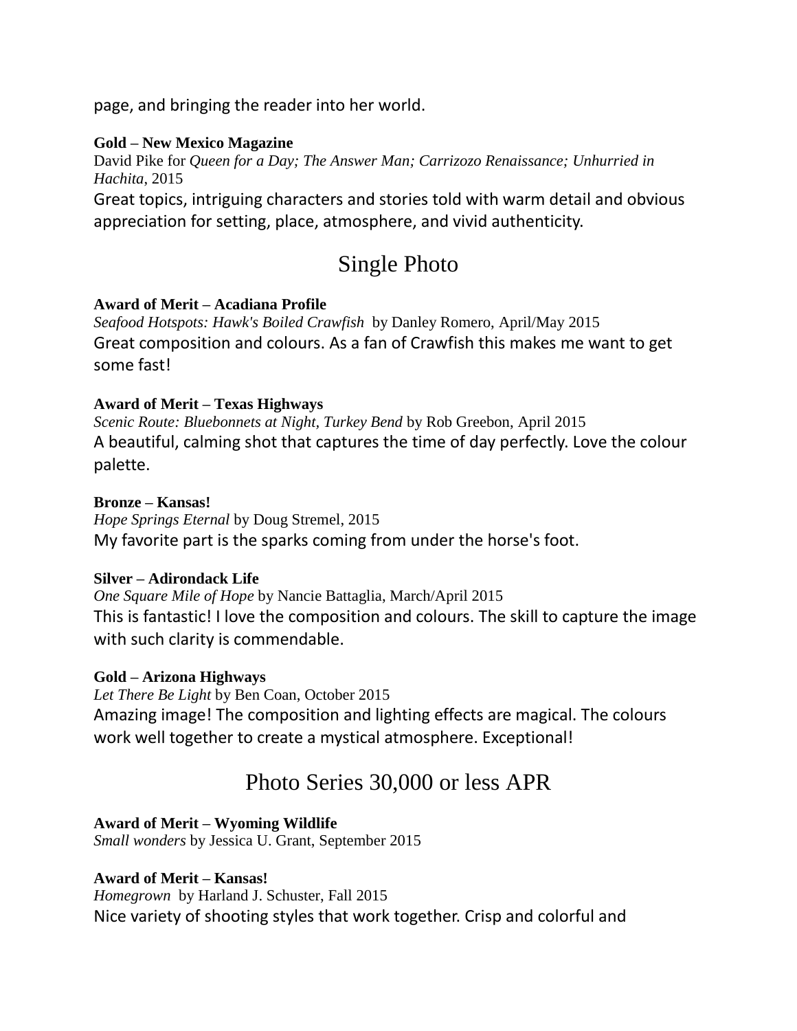page, and bringing the reader into her world.

**Gold – New Mexico Magazine**
David Pike for *Queen for a Day; The Answer Man; Carrizozo Renaissance; Unhurried in Hachita*, 2015
Great topics, intriguing characters and stories told with warm detail and obvious appreciation for setting, place, atmosphere, and vivid authenticity.

## Single Photo

**Award of Merit – Acadiana Profile**
*Seafood Hotspots: Hawk's Boiled Crawfish* by Danley Romero, April/May 2015
Great composition and colours. As a fan of Crawfish this makes me want to get some fast!

**Award of Merit – Texas Highways**
*Scenic Route: Bluebonnets at Night, Turkey Bend* by Rob Greebon, April 2015
A beautiful, calming shot that captures the time of day perfectly. Love the colour palette.

**Bronze – Kansas!**
*Hope Springs Eternal* by Doug Stremel, 2015
My favorite part is the sparks coming from under the horse's foot.

**Silver – Adirondack Life**
*One Square Mile of Hope* by Nancie Battaglia, March/April 2015
This is fantastic! I love the composition and colours. The skill to capture the image with such clarity is commendable.

**Gold – Arizona Highways**
*Let There Be Light* by Ben Coan, October 2015
Amazing image! The composition and lighting effects are magical. The colours work well together to create a mystical atmosphere. Exceptional!

## Photo Series 30,000 or less APR

**Award of Merit – Wyoming Wildlife**
*Small wonders* by Jessica U. Grant, September 2015

**Award of Merit – Kansas!**
*Homegrown* by Harland J. Schuster, Fall 2015
Nice variety of shooting styles that work together. Crisp and colorful and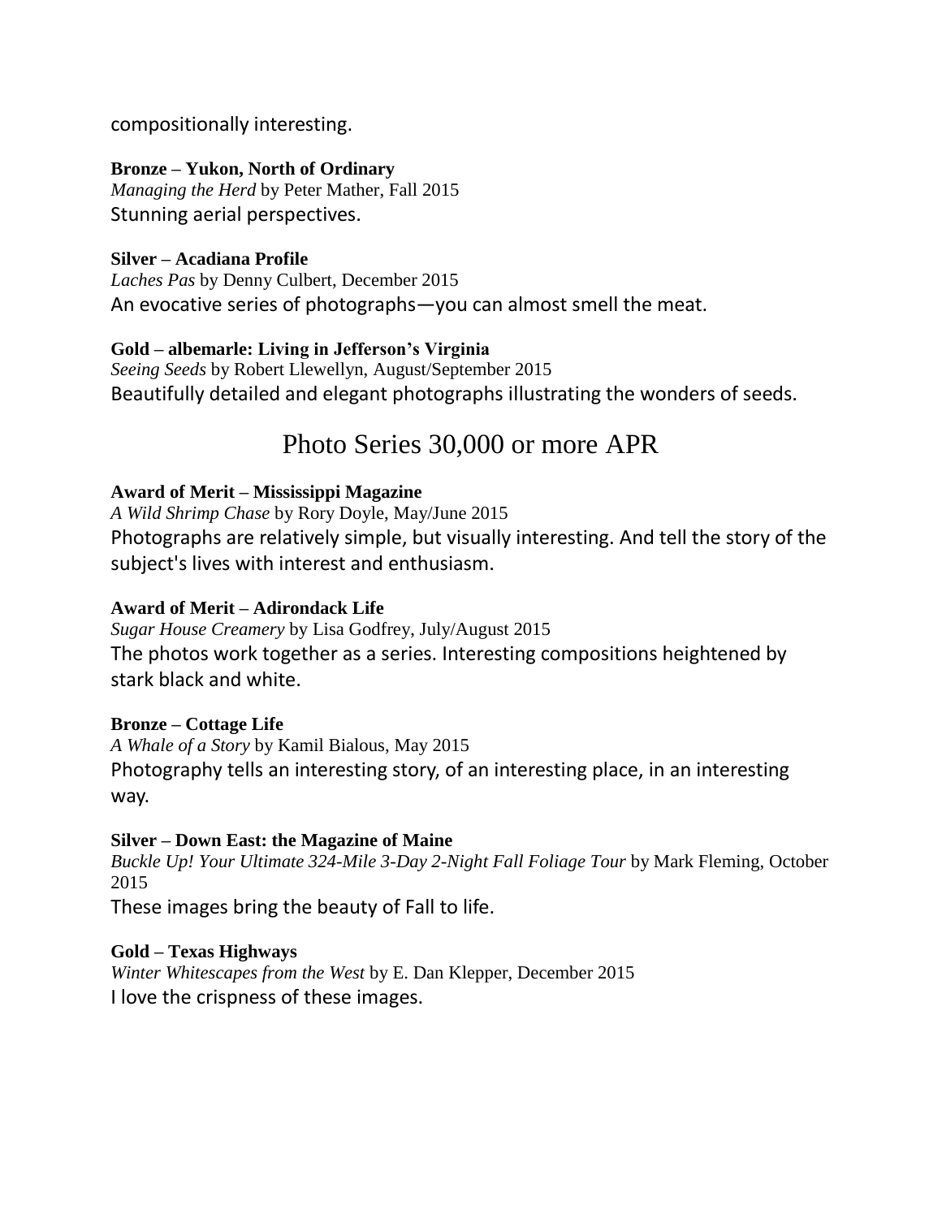compositionally interesting.

**Bronze – Yukon, North of Ordinary**
*Managing the Herd* by Peter Mather, Fall 2015
Stunning aerial perspectives.

**Silver – Acadiana Profile**
*Laches Pas* by Denny Culbert, December 2015
An evocative series of photographs—you can almost smell the meat.

**Gold – albemarle: Living in Jefferson's Virginia**
*Seeing Seeds* by Robert Llewellyn, August/September 2015
Beautifully detailed and elegant photographs illustrating the wonders of seeds.

## Photo Series 30,000 or more APR

**Award of Merit – Mississippi Magazine**
*A Wild Shrimp Chase* by Rory Doyle, May/June 2015
Photographs are relatively simple, but visually interesting. And tell the story of the subject's lives with interest and enthusiasm.

**Award of Merit – Adirondack Life**
*Sugar House Creamery* by Lisa Godfrey, July/August 2015
The photos work together as a series. Interesting compositions heightened by stark black and white.

**Bronze – Cottage Life**
*A Whale of a Story* by Kamil Bialous, May 2015
Photography tells an interesting story, of an interesting place, in an interesting way.

**Silver – Down East: the Magazine of Maine**
*Buckle Up! Your Ultimate 324-Mile 3-Day 2-Night Fall Foliage Tour* by Mark Fleming, October 2015
These images bring the beauty of Fall to life.

**Gold – Texas Highways**
*Winter Whitescapes from the West* by E. Dan Klepper, December 2015
I love the crispness of these images.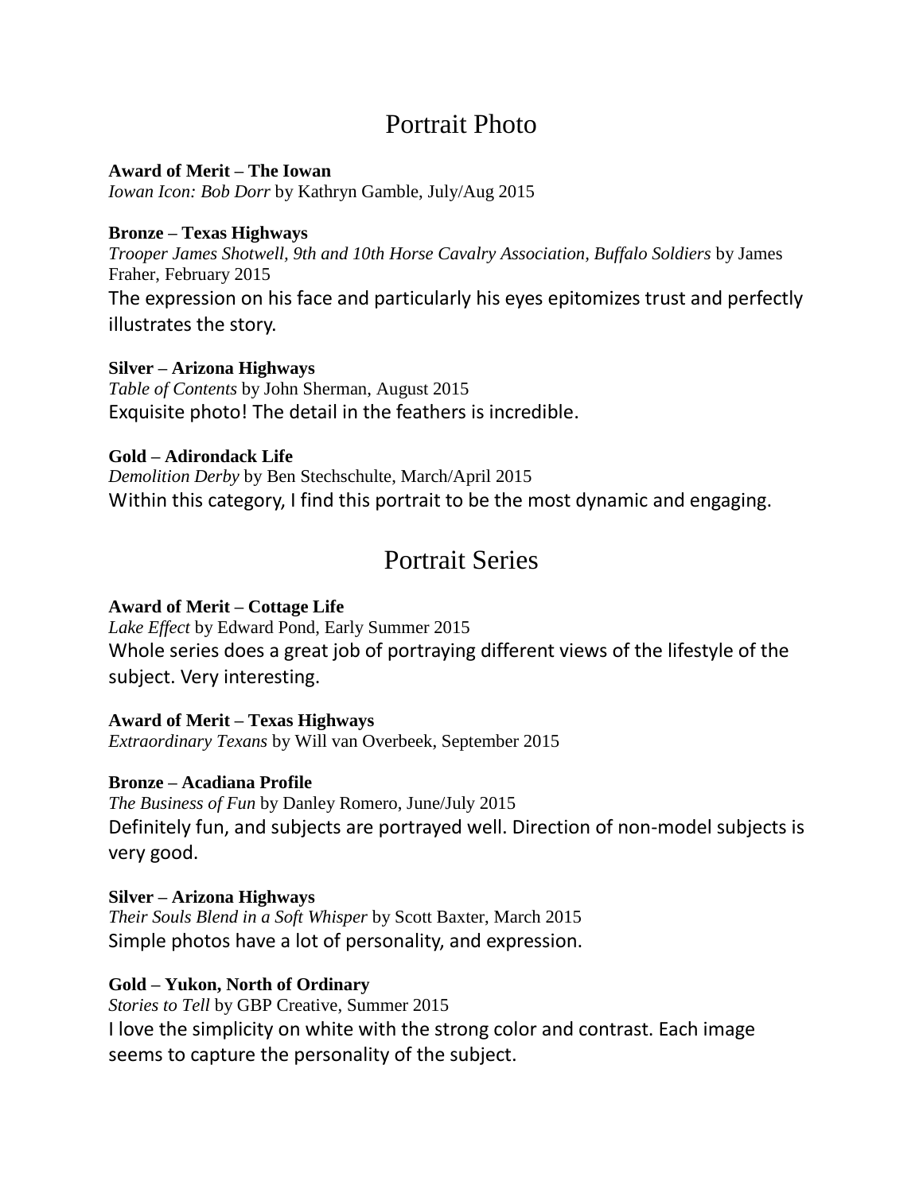## Portrait Photo

**Award of Merit – The Iowan**
*Iowan Icon: Bob Dorr* by Kathryn Gamble, July/Aug 2015

**Bronze – Texas Highways**
*Trooper James Shotwell, 9th and 10th Horse Cavalry Association, Buffalo Soldiers* by James Fraher, February 2015
The expression on his face and particularly his eyes epitomizes trust and perfectly illustrates the story.

**Silver – Arizona Highways**
*Table of Contents* by John Sherman, August 2015
Exquisite photo! The detail in the feathers is incredible.

**Gold – Adirondack Life**
*Demolition Derby* by Ben Stechschulte, March/April 2015
Within this category, I find this portrait to be the most dynamic and engaging.

## Portrait Series

**Award of Merit – Cottage Life**
*Lake Effect* by Edward Pond, Early Summer 2015
Whole series does a great job of portraying different views of the lifestyle of the subject. Very interesting.

**Award of Merit – Texas Highways**
*Extraordinary Texans* by Will van Overbeek, September 2015

**Bronze – Acadiana Profile**
*The Business of Fun* by Danley Romero, June/July 2015
Definitely fun, and subjects are portrayed well. Direction of non-model subjects is very good.

**Silver – Arizona Highways**
*Their Souls Blend in a Soft Whisper* by Scott Baxter, March 2015
Simple photos have a lot of personality, and expression.

**Gold – Yukon, North of Ordinary**
*Stories to Tell* by GBP Creative, Summer 2015
I love the simplicity on white with the strong color and contrast. Each image seems to capture the personality of the subject.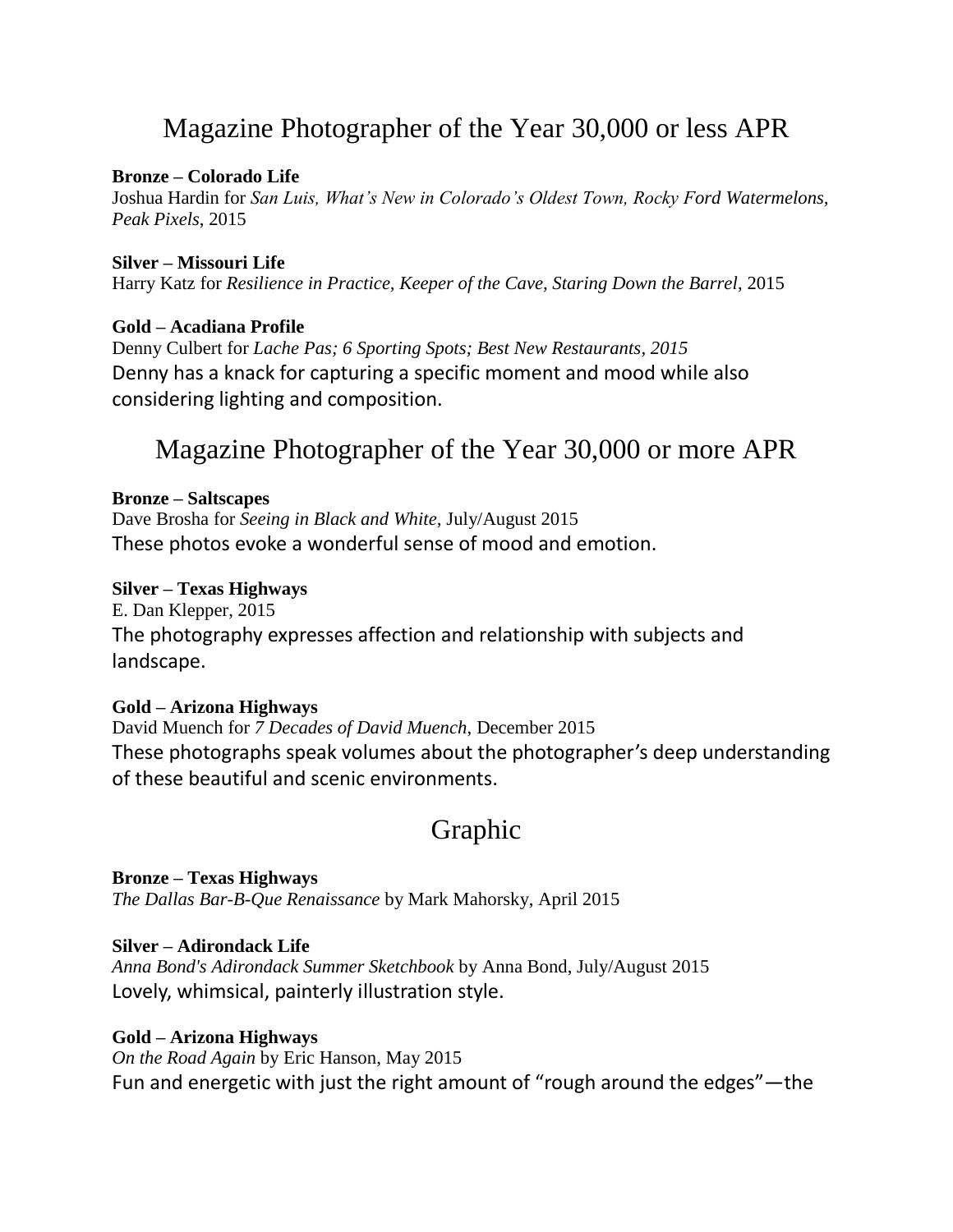# Magazine Photographer of the Year 30,000 or less APR

**Bronze – Colorado Life**
Joshua Hardin for *San Luis, What's New in Colorado's Oldest Town, Rocky Ford Watermelons, Peak Pixels*, 2015

**Silver – Missouri Life**
Harry Katz for *Resilience in Practice, Keeper of the Cave, Staring Down the Barrel*, 2015

**Gold – Acadiana Profile**
Denny Culbert for *Lache Pas; 6 Sporting Spots; Best New Restaurants, 2015*
Denny has a knack for capturing a specific moment and mood while also considering lighting and composition.

# Magazine Photographer of the Year 30,000 or more APR

**Bronze – Saltscapes**
Dave Brosha for *Seeing in Black and White*, July/August 2015
These photos evoke a wonderful sense of mood and emotion.

**Silver – Texas Highways**
E. Dan Klepper, 2015
The photography expresses affection and relationship with subjects and landscape.

**Gold – Arizona Highways**
David Muench for *7 Decades of David Muench*, December 2015
These photographs speak volumes about the photographer's deep understanding of these beautiful and scenic environments.

# Graphic

**Bronze – Texas Highways**
*The Dallas Bar-B-Que Renaissance* by Mark Mahorsky, April 2015

**Silver – Adirondack Life**
*Anna Bond's Adirondack Summer Sketchbook* by Anna Bond, July/August 2015
Lovely, whimsical, painterly illustration style.

**Gold – Arizona Highways**
*On the Road Again* by Eric Hanson, May 2015
Fun and energetic with just the right amount of "rough around the edges"—the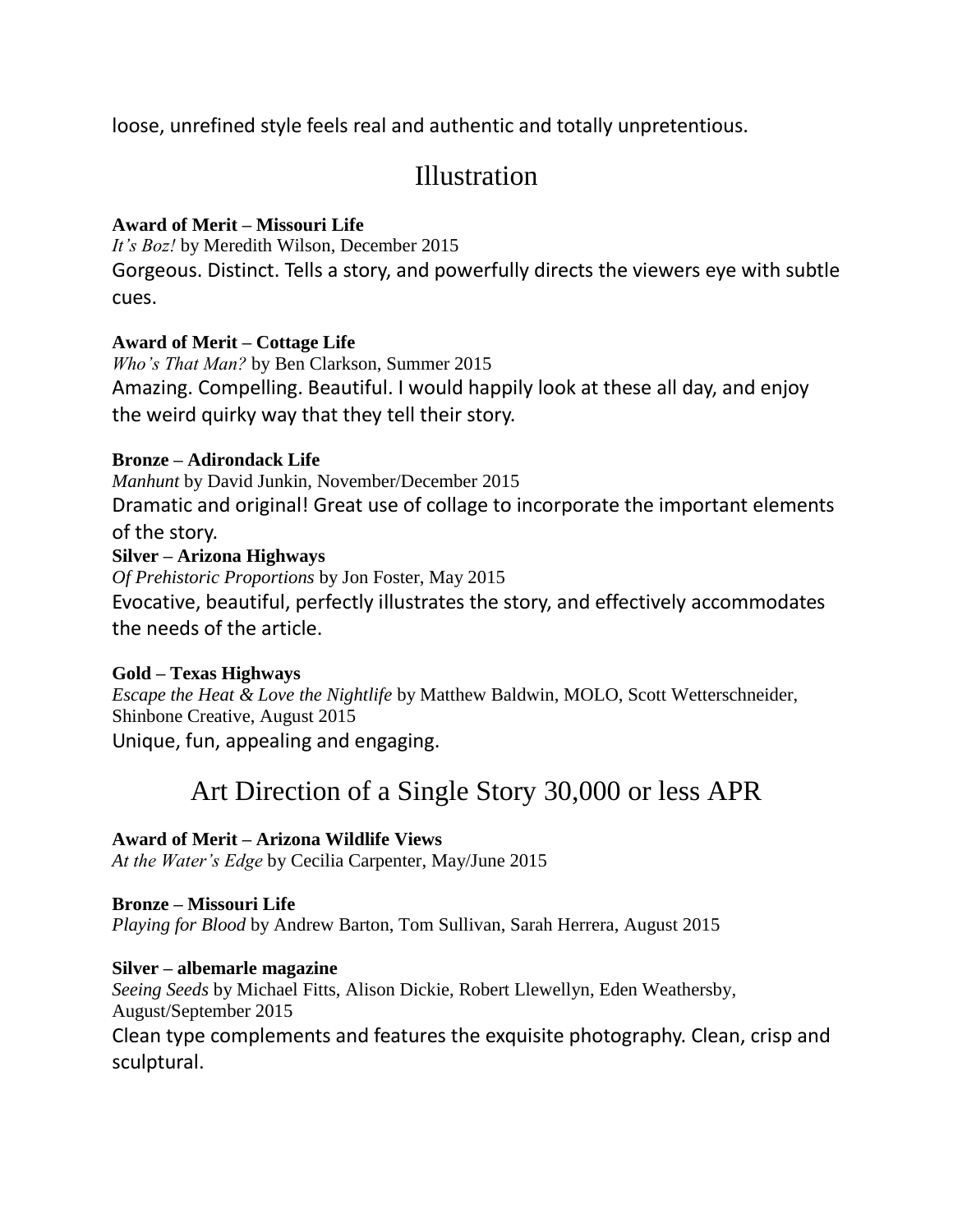loose, unrefined style feels real and authentic and totally unpretentious.

## Illustration

**Award of Merit – Missouri Life**
*It's Boz!* by Meredith Wilson, December 2015
Gorgeous. Distinct. Tells a story, and powerfully directs the viewers eye with subtle cues.

**Award of Merit – Cottage Life**
*Who's That Man?* by Ben Clarkson, Summer 2015
Amazing. Compelling. Beautiful. I would happily look at these all day, and enjoy the weird quirky way that they tell their story.

**Bronze – Adirondack Life**
*Manhunt* by David Junkin, November/December 2015
Dramatic and original! Great use of collage to incorporate the important elements of the story.

**Silver – Arizona Highways**
*Of Prehistoric Proportions* by Jon Foster, May 2015
Evocative, beautiful, perfectly illustrates the story, and effectively accommodates the needs of the article.

**Gold – Texas Highways**
*Escape the Heat & Love the Nightlife* by Matthew Baldwin, MOLO, Scott Wetterschneider, Shinbone Creative, August 2015
Unique, fun, appealing and engaging.

## Art Direction of a Single Story 30,000 or less APR

**Award of Merit – Arizona Wildlife Views**
*At the Water's Edge* by Cecilia Carpenter, May/June 2015

**Bronze – Missouri Life**
*Playing for Blood* by Andrew Barton, Tom Sullivan, Sarah Herrera, August 2015

**Silver – albemarle magazine**
*Seeing Seeds* by Michael Fitts, Alison Dickie, Robert Llewellyn, Eden Weathersby, August/September 2015
Clean type complements and features the exquisite photography. Clean, crisp and sculptural.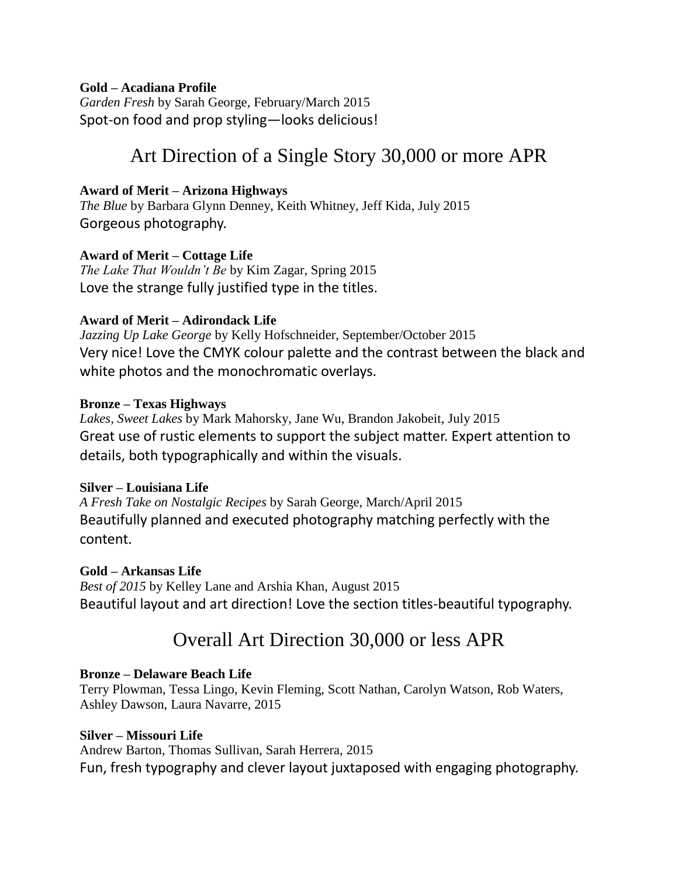**Gold – Acadiana Profile**
*Garden Fresh* by Sarah George, February/March 2015
Spot-on food and prop styling—looks delicious!

## Art Direction of a Single Story 30,000 or more APR

**Award of Merit – Arizona Highways**
*The Blue* by Barbara Glynn Denney, Keith Whitney, Jeff Kida, July 2015
Gorgeous photography.

**Award of Merit – Cottage Life**
*The Lake That Wouldn't Be* by Kim Zagar, Spring 2015
Love the strange fully justified type in the titles.

**Award of Merit – Adirondack Life**
*Jazzing Up Lake George* by Kelly Hofschneider, September/October 2015
Very nice! Love the CMYK colour palette and the contrast between the black and white photos and the monochromatic overlays.

**Bronze – Texas Highways**
*Lakes, Sweet Lakes* by Mark Mahorsky, Jane Wu, Brandon Jakobeit, July 2015
Great use of rustic elements to support the subject matter. Expert attention to details, both typographically and within the visuals.

**Silver – Louisiana Life**
*A Fresh Take on Nostalgic Recipes* by Sarah George, March/April 2015
Beautifully planned and executed photography matching perfectly with the content.

**Gold – Arkansas Life**
*Best of 2015* by Kelley Lane and Arshia Khan, August 2015
Beautiful layout and art direction! Love the section titles-beautiful typography.

## Overall Art Direction 30,000 or less APR

**Bronze – Delaware Beach Life**
Terry Plowman, Tessa Lingo, Kevin Fleming, Scott Nathan, Carolyn Watson, Rob Waters, Ashley Dawson, Laura Navarre, 2015

**Silver – Missouri Life**
Andrew Barton, Thomas Sullivan, Sarah Herrera, 2015
Fun, fresh typography and clever layout juxtaposed with engaging photography.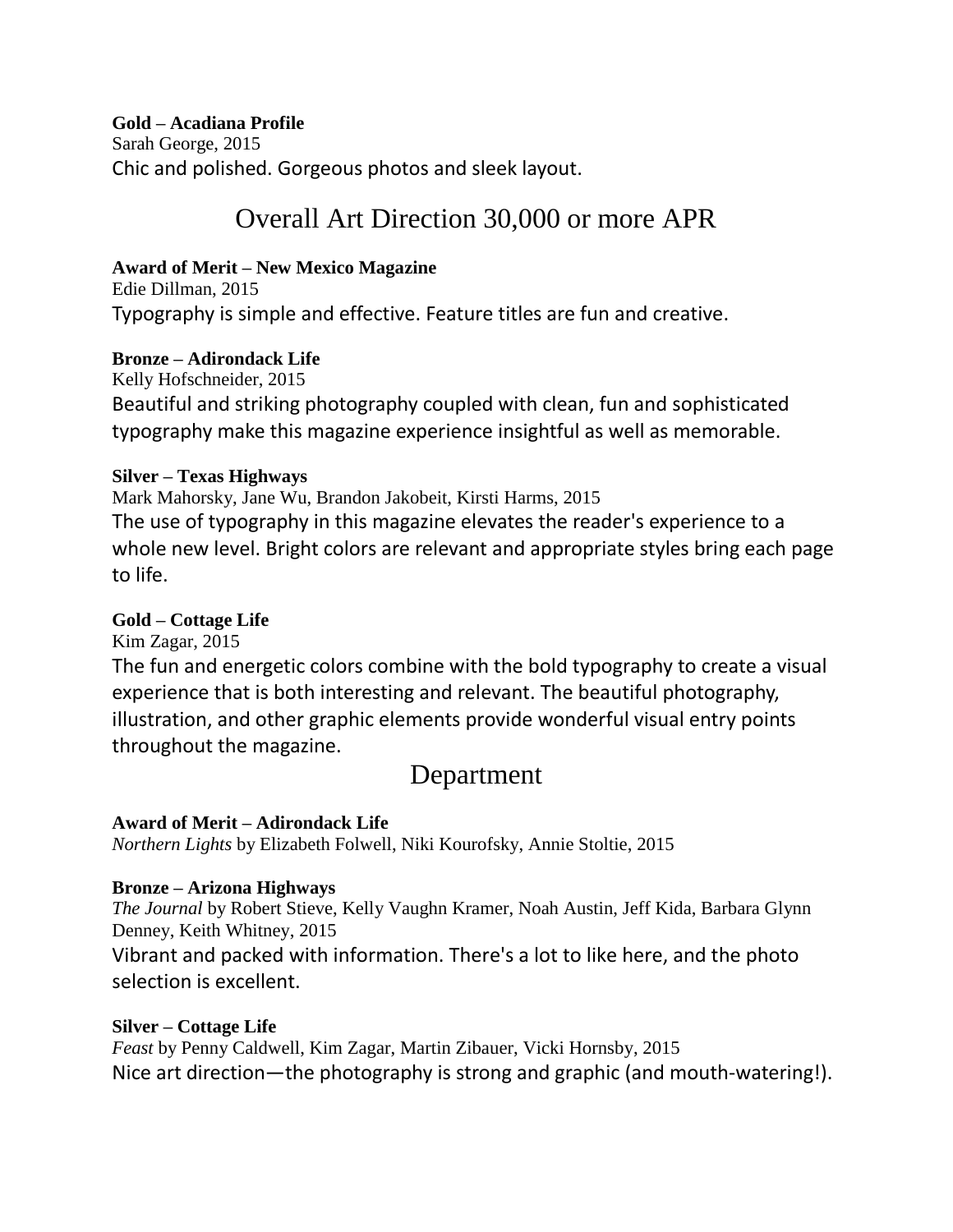**Gold – Acadiana Profile**
Sarah George, 2015
Chic and polished. Gorgeous photos and sleek layout.

## Overall Art Direction 30,000 or more APR

**Award of Merit – New Mexico Magazine**
Edie Dillman, 2015
Typography is simple and effective. Feature titles are fun and creative.

**Bronze – Adirondack Life**
Kelly Hofschneider, 2015
Beautiful and striking photography coupled with clean, fun and sophisticated typography make this magazine experience insightful as well as memorable.

**Silver – Texas Highways**
Mark Mahorsky, Jane Wu, Brandon Jakobeit, Kirsti Harms, 2015
The use of typography in this magazine elevates the reader's experience to a whole new level. Bright colors are relevant and appropriate styles bring each page to life.

**Gold – Cottage Life**
Kim Zagar, 2015
The fun and energetic colors combine with the bold typography to create a visual experience that is both interesting and relevant. The beautiful photography, illustration, and other graphic elements provide wonderful visual entry points throughout the magazine.

## Department

**Award of Merit – Adirondack Life**
*Northern Lights* by Elizabeth Folwell, Niki Kourofsky, Annie Stoltie, 2015

**Bronze – Arizona Highways**
*The Journal* by Robert Stieve, Kelly Vaughn Kramer, Noah Austin, Jeff Kida, Barbara Glynn Denney, Keith Whitney, 2015
Vibrant and packed with information. There's a lot to like here, and the photo selection is excellent.

**Silver – Cottage Life**
*Feast* by Penny Caldwell, Kim Zagar, Martin Zibauer, Vicki Hornsby, 2015
Nice art direction—the photography is strong and graphic (and mouth-watering!).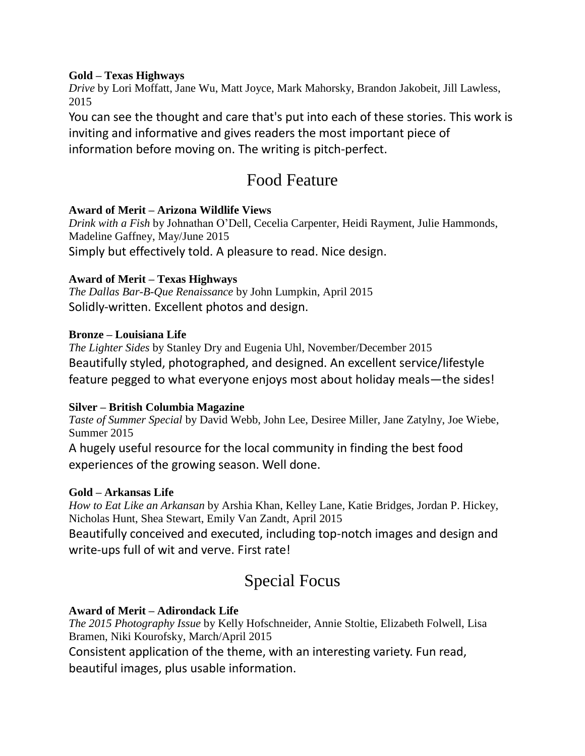**Gold – Texas Highways**

*Drive* by Lori Moffatt, Jane Wu, Matt Joyce, Mark Mahorsky, Brandon Jakobeit, Jill Lawless, 2015

You can see the thought and care that's put into each of these stories. This work is inviting and informative and gives readers the most important piece of information before moving on. The writing is pitch-perfect.

## Food Feature

**Award of Merit – Arizona Wildlife Views**

*Drink with a Fish* by Johnathan O'Dell, Cecelia Carpenter, Heidi Rayment, Julie Hammonds, Madeline Gaffney, May/June 2015

Simply but effectively told. A pleasure to read. Nice design.

**Award of Merit – Texas Highways**

*The Dallas Bar-B-Que Renaissance* by John Lumpkin, April 2015

Solidly-written. Excellent photos and design.

**Bronze – Louisiana Life**

*The Lighter Sides* by Stanley Dry and Eugenia Uhl, November/December 2015

Beautifully styled, photographed, and designed. An excellent service/lifestyle feature pegged to what everyone enjoys most about holiday meals—the sides!

**Silver – British Columbia Magazine**

*Taste of Summer Special* by David Webb, John Lee, Desiree Miller, Jane Zatylny, Joe Wiebe, Summer 2015

A hugely useful resource for the local community in finding the best food experiences of the growing season. Well done.

**Gold – Arkansas Life**

*How to Eat Like an Arkansan* by Arshia Khan, Kelley Lane, Katie Bridges, Jordan P. Hickey, Nicholas Hunt, Shea Stewart, Emily Van Zandt, April 2015

Beautifully conceived and executed, including top-notch images and design and write-ups full of wit and verve. First rate!

## Special Focus

**Award of Merit – Adirondack Life**

*The 2015 Photography Issue* by Kelly Hofschneider, Annie Stoltie, Elizabeth Folwell, Lisa Bramen, Niki Kourofsky, March/April 2015

Consistent application of the theme, with an interesting variety. Fun read, beautiful images, plus usable information.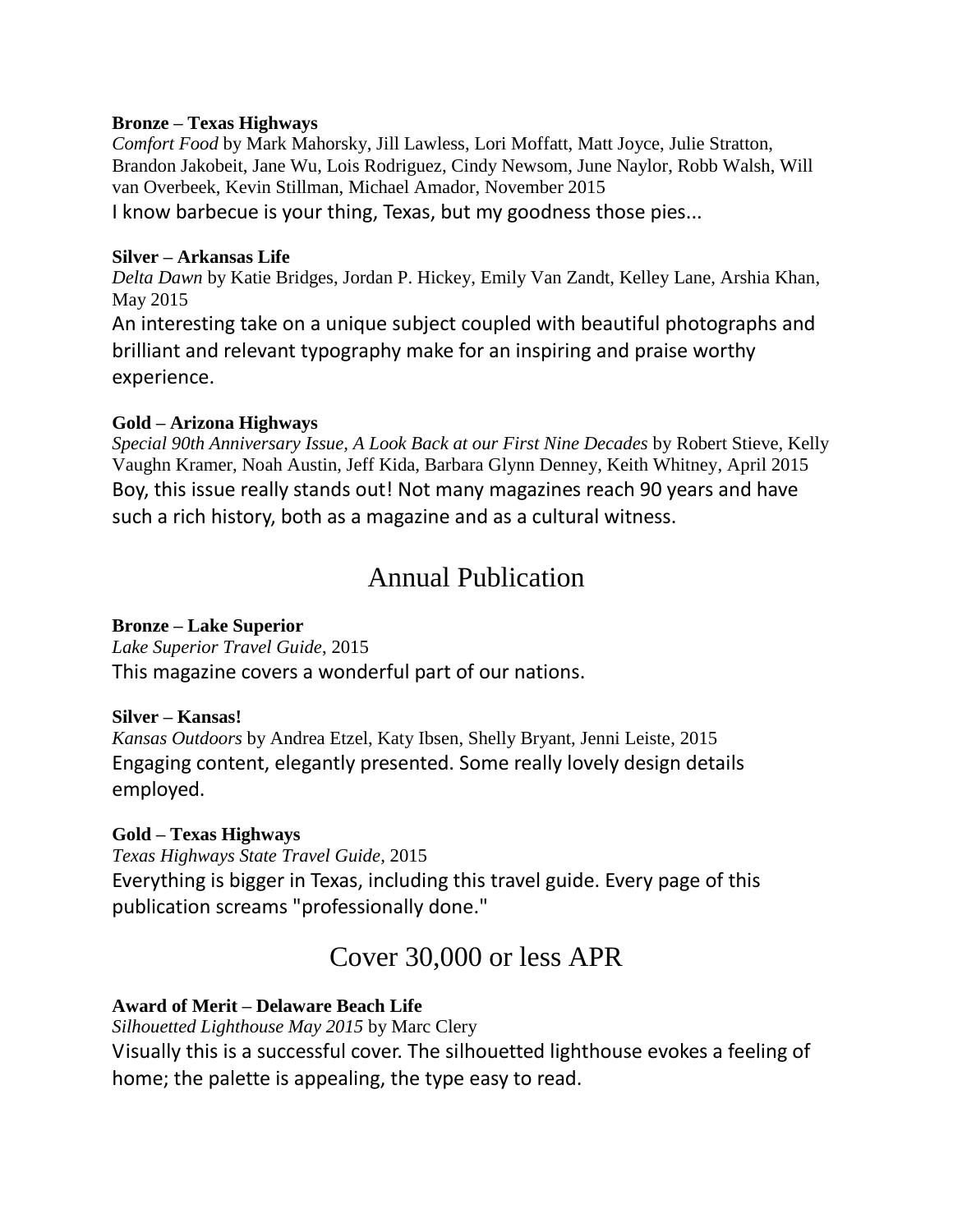**Bronze – Texas Highways**

*Comfort Food* by Mark Mahorsky, Jill Lawless, Lori Moffatt, Matt Joyce, Julie Stratton, Brandon Jakobeit, Jane Wu, Lois Rodriguez, Cindy Newsom, June Naylor, Robb Walsh, Will van Overbeek, Kevin Stillman, Michael Amador, November 2015

I know barbecue is your thing, Texas, but my goodness those pies...

**Silver – Arkansas Life**

*Delta Dawn* by Katie Bridges, Jordan P. Hickey, Emily Van Zandt, Kelley Lane, Arshia Khan, May 2015

An interesting take on a unique subject coupled with beautiful photographs and brilliant and relevant typography make for an inspiring and praise worthy experience.

**Gold – Arizona Highways**

*Special 90th Anniversary Issue, A Look Back at our First Nine Decades* by Robert Stieve, Kelly Vaughn Kramer, Noah Austin, Jeff Kida, Barbara Glynn Denney, Keith Whitney, April 2015

Boy, this issue really stands out! Not many magazines reach 90 years and have such a rich history, both as a magazine and as a cultural witness.

## Annual Publication

**Bronze – Lake Superior**

*Lake Superior Travel Guide*, 2015

This magazine covers a wonderful part of our nations.

**Silver – Kansas!**

*Kansas Outdoors* by Andrea Etzel, Katy Ibsen, Shelly Bryant, Jenni Leiste, 2015

Engaging content, elegantly presented. Some really lovely design details employed.

**Gold – Texas Highways**

*Texas Highways State Travel Guide*, 2015

Everything is bigger in Texas, including this travel guide. Every page of this publication screams "professionally done."

## Cover 30,000 or less APR

**Award of Merit – Delaware Beach Life**

*Silhouetted Lighthouse May 2015* by Marc Clery

Visually this is a successful cover. The silhouetted lighthouse evokes a feeling of home; the palette is appealing, the type easy to read.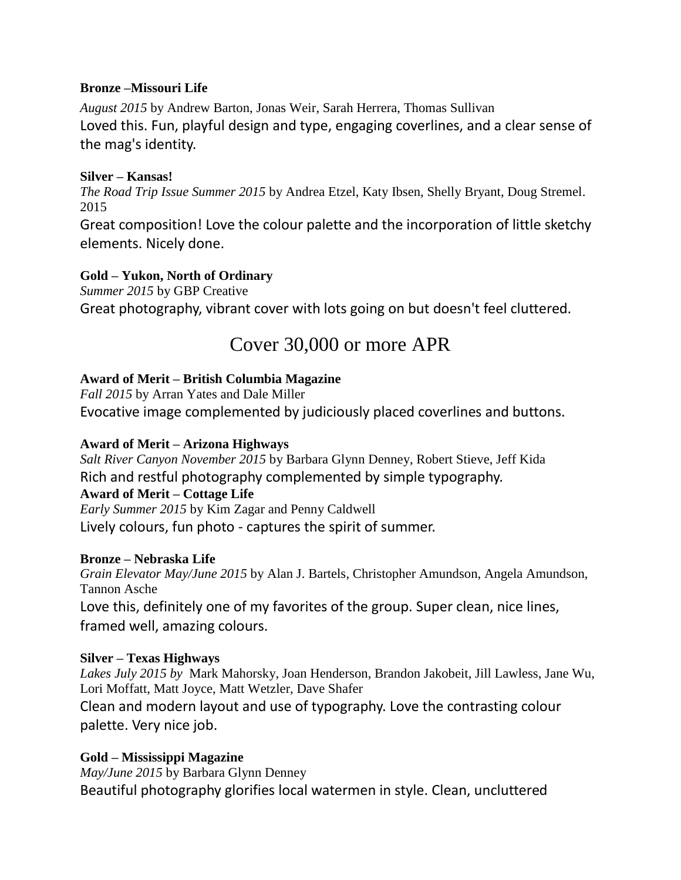**Bronze –Missouri Life**

*August 2015* by Andrew Barton, Jonas Weir, Sarah Herrera, Thomas Sullivan

Loved this. Fun, playful design and type, engaging coverlines, and a clear sense of the mag's identity.

**Silver – Kansas!**

*The Road Trip Issue Summer 2015* by Andrea Etzel, Katy Ibsen, Shelly Bryant, Doug Stremel. 2015

Great composition! Love the colour palette and the incorporation of little sketchy elements. Nicely done.

**Gold – Yukon, North of Ordinary**

*Summer 2015* by GBP Creative

Great photography, vibrant cover with lots going on but doesn't feel cluttered.

## Cover 30,000 or more APR

**Award of Merit – British Columbia Magazine**

*Fall 2015* by Arran Yates and Dale Miller

Evocative image complemented by judiciously placed coverlines and buttons.

**Award of Merit – Arizona Highways**

*Salt River Canyon November 2015* by Barbara Glynn Denney, Robert Stieve, Jeff Kida

Rich and restful photography complemented by simple typography.

**Award of Merit – Cottage Life**

*Early Summer 2015* by Kim Zagar and Penny Caldwell

Lively colours, fun photo - captures the spirit of summer.

**Bronze – Nebraska Life**

*Grain Elevator May/June 2015* by Alan J. Bartels, Christopher Amundson, Angela Amundson, Tannon Asche

Love this, definitely one of my favorites of the group. Super clean, nice lines, framed well, amazing colours.

**Silver – Texas Highways**

*Lakes July 2015 by* Mark Mahorsky, Joan Henderson, Brandon Jakobeit, Jill Lawless, Jane Wu, Lori Moffatt, Matt Joyce, Matt Wetzler, Dave Shafer

Clean and modern layout and use of typography. Love the contrasting colour palette. Very nice job.

**Gold – Mississippi Magazine**

*May/June 2015* by Barbara Glynn Denney

Beautiful photography glorifies local watermen in style. Clean, uncluttered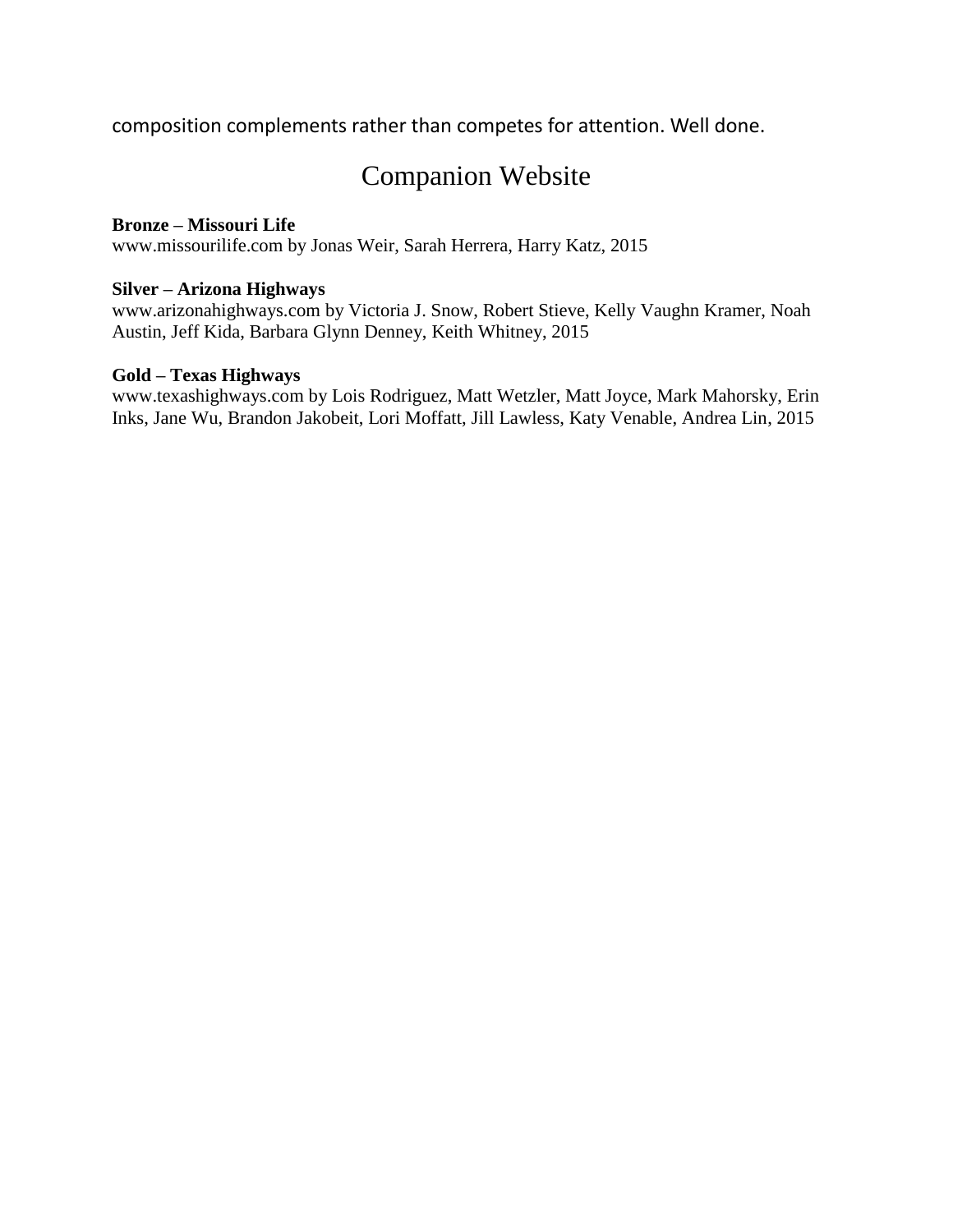composition complements rather than competes for attention. Well done.

# Companion Website

**Bronze – Missouri Life**
www.missourilife.com by Jonas Weir, Sarah Herrera, Harry Katz, 2015

**Silver – Arizona Highways**
www.arizonahighways.com by Victoria J. Snow, Robert Stieve, Kelly Vaughn Kramer, Noah Austin, Jeff Kida, Barbara Glynn Denney, Keith Whitney, 2015

**Gold – Texas Highways**
www.texashighways.com by Lois Rodriguez, Matt Wetzler, Matt Joyce, Mark Mahorsky, Erin Inks, Jane Wu, Brandon Jakobeit, Lori Moffatt, Jill Lawless, Katy Venable, Andrea Lin, 2015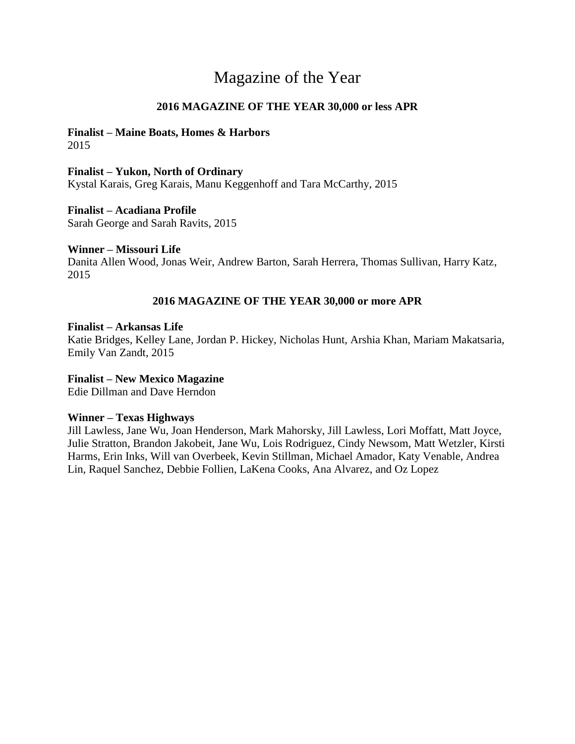# Magazine of the Year

### 2016 MAGAZINE OF THE YEAR 30,000 or less APR

**Finalist – Maine Boats, Homes & Harbors**
2015

**Finalist – Yukon, North of Ordinary**
Kystal Karais, Greg Karais, Manu Keggenhoff and Tara McCarthy, 2015

**Finalist – Acadiana Profile**
Sarah George and Sarah Ravits, 2015

**Winner – Missouri Life**
Danita Allen Wood, Jonas Weir, Andrew Barton, Sarah Herrera, Thomas Sullivan, Harry Katz, 2015

### 2016 MAGAZINE OF THE YEAR 30,000 or more APR

**Finalist – Arkansas Life**
Katie Bridges, Kelley Lane, Jordan P. Hickey, Nicholas Hunt, Arshia Khan, Mariam Makatsaria, Emily Van Zandt, 2015

**Finalist – New Mexico Magazine**
Edie Dillman and Dave Herndon

**Winner – Texas Highways**
Jill Lawless, Jane Wu, Joan Henderson, Mark Mahorsky, Jill Lawless, Lori Moffatt, Matt Joyce, Julie Stratton, Brandon Jakobeit, Jane Wu, Lois Rodriguez, Cindy Newsom, Matt Wetzler, Kirsti Harms, Erin Inks, Will van Overbeek, Kevin Stillman, Michael Amador, Katy Venable, Andrea Lin, Raquel Sanchez, Debbie Follien, LaKena Cooks, Ana Alvarez, and Oz Lopez